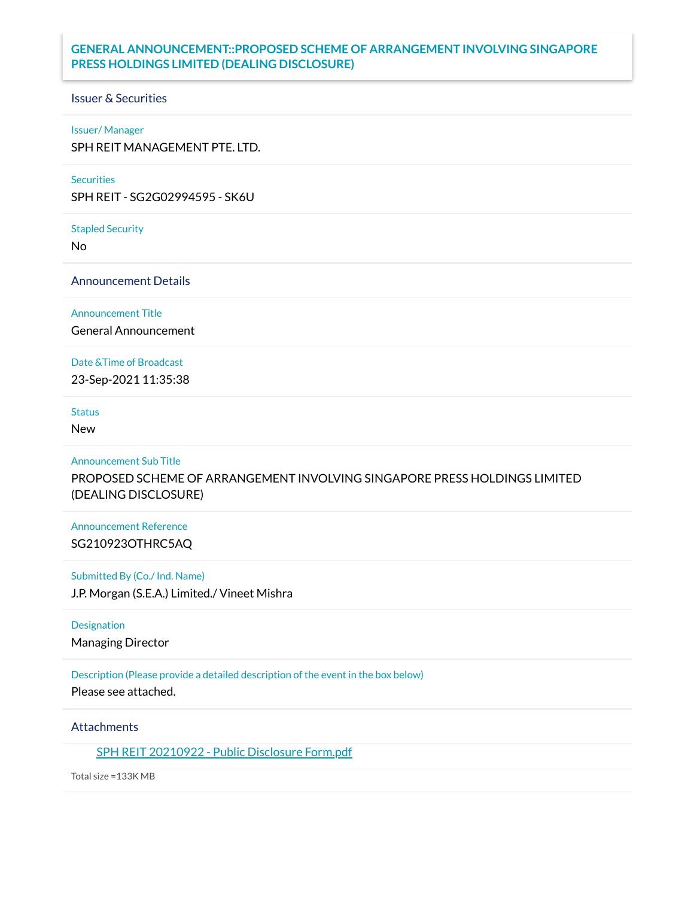# GENERAL ANNOUNCEMENT::PROPOSED SCHEME OF ARRANGEMENT INVOLVING SINGAPORE PRESS HOLDINGS LIMITED (DEALING DISCLOSURE)

## Issuer & Securities

**Issuer/ Manager**
SPH REIT MANAGEMENT PTE. LTD.

**Securities**
SPH REIT - SG2G02994595 - SK6U

**Stapled Security**
No

## Announcement Details

**Announcement Title**
General Announcement

**Date &Time of Broadcast**
23-Sep-2021 11:35:38

**Status**
New

**Announcement Sub Title**
PROPOSED SCHEME OF ARRANGEMENT INVOLVING SINGAPORE PRESS HOLDINGS LIMITED (DEALING DISCLOSURE)

**Announcement Reference**
SG210923OTHRC5AQ

**Submitted By (Co./ Ind. Name)**
J.P. Morgan (S.E.A.) Limited./ Vineet Mishra

**Designation**
Managing Director

**Description (Please provide a detailed description of the event in the box below)**
Please see attached.

## Attachments

SPH REIT 20210922 - Public Disclosure Form.pdf

Total size =133K MB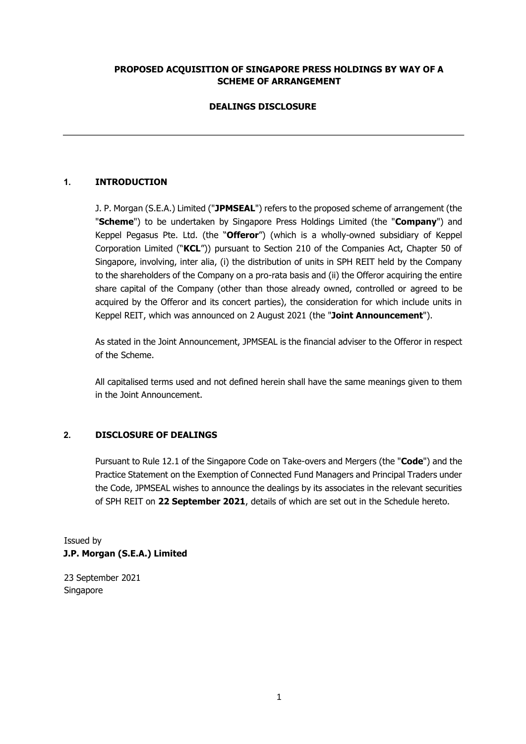**PROPOSED ACQUISITION OF SINGAPORE PRESS HOLDINGS BY WAY OF A SCHEME OF ARRANGEMENT**

**DEALINGS DISCLOSURE**

---

## 1. INTRODUCTION

J. P. Morgan (S.E.A.) Limited ("**JPMSEAL**") refers to the proposed scheme of arrangement (the "**Scheme**") to be undertaken by Singapore Press Holdings Limited (the "**Company**") and Keppel Pegasus Pte. Ltd. (the "**Offeror**") (which is a wholly-owned subsidiary of Keppel Corporation Limited ("**KCL**")) pursuant to Section 210 of the Companies Act, Chapter 50 of Singapore, involving, inter alia, (i) the distribution of units in SPH REIT held by the Company to the shareholders of the Company on a pro-rata basis and (ii) the Offeror acquiring the entire share capital of the Company (other than those already owned, controlled or agreed to be acquired by the Offeror and its concert parties), the consideration for which include units in Keppel REIT, which was announced on 2 August 2021 (the "**Joint Announcement**").

As stated in the Joint Announcement, JPMSEAL is the financial adviser to the Offeror in respect of the Scheme.

All capitalised terms used and not defined herein shall have the same meanings given to them in the Joint Announcement.

## 2. DISCLOSURE OF DEALINGS

Pursuant to Rule 12.1 of the Singapore Code on Take-overs and Mergers (the "**Code**") and the Practice Statement on the Exemption of Connected Fund Managers and Principal Traders under the Code, JPMSEAL wishes to announce the dealings by its associates in the relevant securities of SPH REIT on **22 September 2021**, details of which are set out in the Schedule hereto.

Issued by
**J.P. Morgan (S.E.A.) Limited**

23 September 2021
Singapore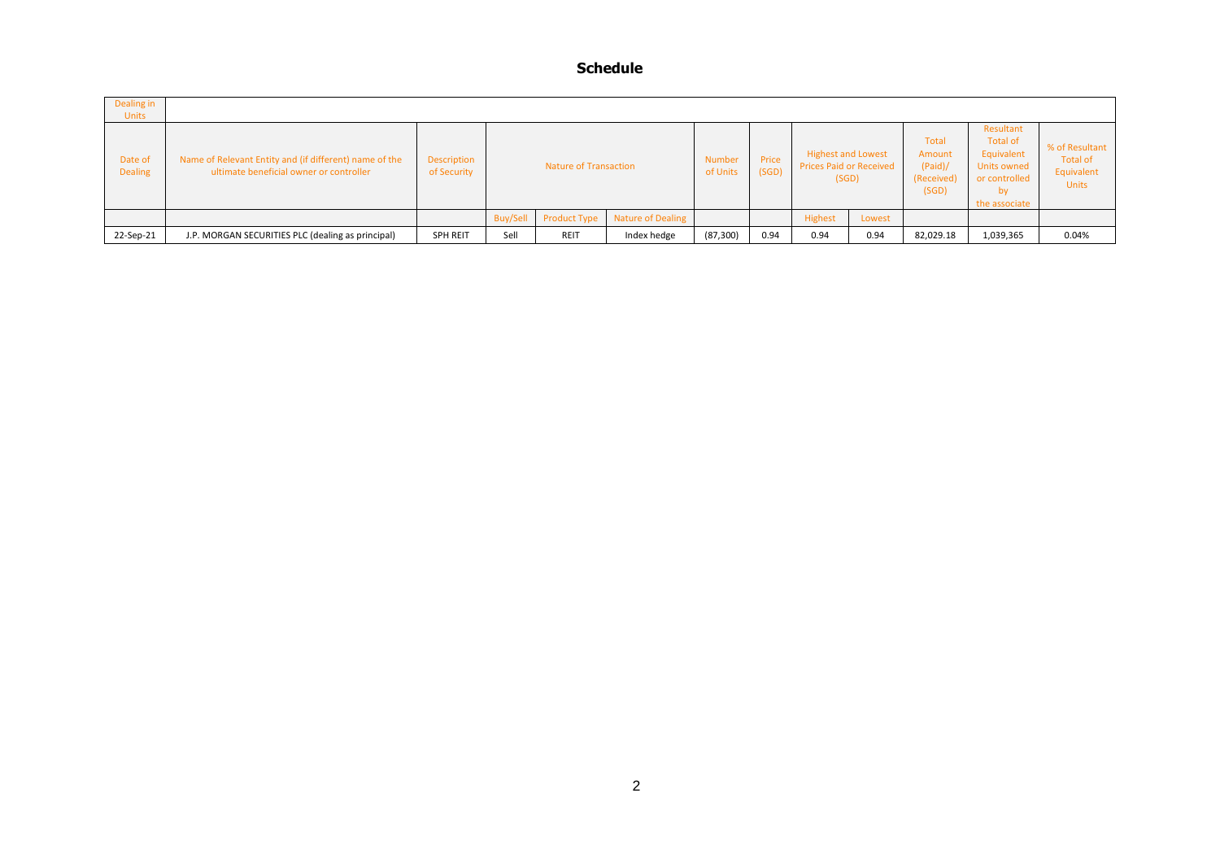## Schedule

| Dealing in Units | | | | | | | | | | | | | |
|---|---|---|---|---|---|---|---|---|---|---|---|---|---|
| Date of Dealing | Name of Relevant Entity and (if different) name of the ultimate beneficial owner or controller | Description of Security | Nature of Transaction | | | Number of Units | Price (SGD) | Highest and Lowest Prices Paid or Received (SGD) | | Total Amount (Paid)/ (Received) (SGD) | Resultant Total of Equivalent Units owned or controlled by the associate | % of Resultant Total of Equivalent Units |
| | | | Buy/Sell | Product Type | Nature of Dealing | | | Highest | Lowest | | | |
| 22-Sep-21 | J.P. MORGAN SECURITIES PLC (dealing as principal) | SPH REIT | Sell | REIT | Index hedge | (87,300) | 0.94 | 0.94 | 0.94 | 82,029.18 | 1,039,365 | 0.04% |